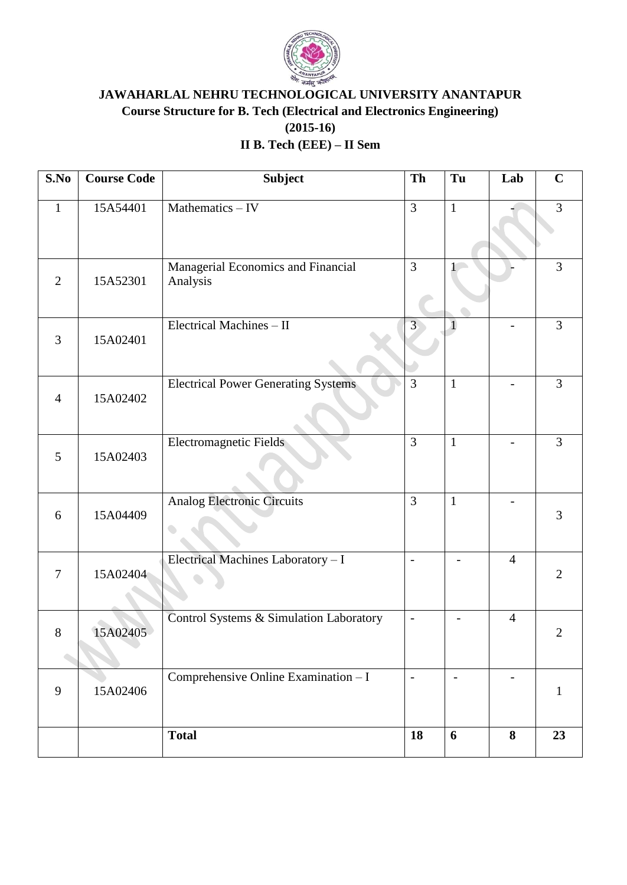# JAWAHARLAL NEHRU TECHNOLOGICAL UNIVERSITY ANANTAPUR

## Course Structure for B. Tech (Electrical and Electronics Engineering)

## (2015-16)

## II B. Tech (EEE) – II Sem

| S.No | Course Code | Subject | Th | Tu | Lab | C |
|---|---|---|---|---|---|---|
| 1 | 15A54401 | Mathematics – IV | 3 | 1 | - | 3 |
| 2 | 15A52301 | Managerial Economics and Financial Analysis | 3 | 1 | - | 3 |
| 3 | 15A02401 | Electrical Machines – II | 3 | 1 | - | 3 |
| 4 | 15A02402 | Electrical Power Generating Systems | 3 | 1 | - | 3 |
| 5 | 15A02403 | Electromagnetic Fields | 3 | 1 | - | 3 |
| 6 | 15A04409 | Analog Electronic Circuits | 3 | 1 | - | 3 |
| 7 | 15A02404 | Electrical Machines Laboratory – I | - | - | 4 | 2 |
| 8 | 15A02405 | Control Systems & Simulation Laboratory | - | - | 4 | 2 |
| 9 | 15A02406 | Comprehensive Online Examination – I | - | - | - | 1 |
| | | **Total** | **18** | **6** | **8** | **23** |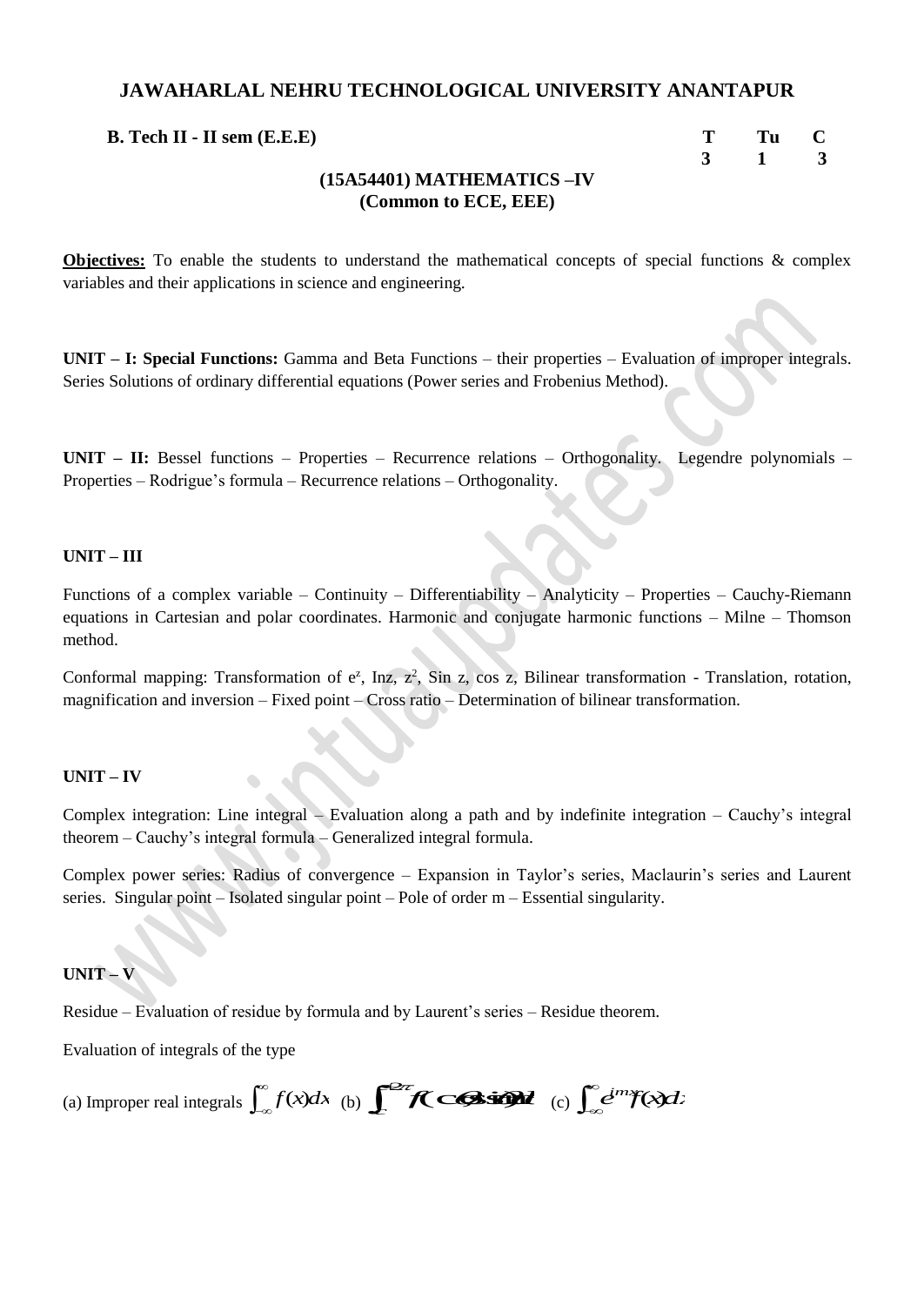# JAWAHARLAL NEHRU TECHNOLOGICAL UNIVERSITY ANANTAPUR

**B. Tech II - II sem (E.E.E)**

| T | Tu | C |
|---|---|---|
| 3 | 1 | 3 |

## (15A54401) MATHEMATICS –IV
### (Common to ECE, EEE)

**Objectives:** To enable the students to understand the mathematical concepts of special functions & complex variables and their applications in science and engineering.

**UNIT – I: Special Functions:** Gamma and Beta Functions – their properties – Evaluation of improper integrals. Series Solutions of ordinary differential equations (Power series and Frobenius Method).

**UNIT – II:** Bessel functions – Properties – Recurrence relations – Orthogonality. Legendre polynomials – Properties – Rodrigue's formula – Recurrence relations – Orthogonality.

**UNIT – III**

Functions of a complex variable – Continuity – Differentiability – Analyticity – Properties – Cauchy-Riemann equations in Cartesian and polar coordinates. Harmonic and conjugate harmonic functions – Milne – Thomson method.

Conformal mapping: Transformation of $e^z$, lnz, $z^2$, Sin z, cos z, Bilinear transformation - Translation, rotation, magnification and inversion – Fixed point – Cross ratio – Determination of bilinear transformation.

**UNIT – IV**

Complex integration: Line integral – Evaluation along a path and by indefinite integration – Cauchy's integral theorem – Cauchy's integral formula – Generalized integral formula.

Complex power series: Radius of convergence – Expansion in Taylor's series, Maclaurin's series and Laurent series. Singular point – Isolated singular point – Pole of order m – Essential singularity.

**UNIT – V**

Residue – Evaluation of residue by formula and by Laurent's series – Residue theorem.

Evaluation of integrals of the type

(a) Improper real integrals $\int_{-\infty}^{\infty} f(x)dx$ (b) $\int_{c}^{c+2\pi} f(\cos\theta, \sin\theta)d\theta$ (c) $\int_{-\infty}^{\infty} e^{imx} f(x)dx$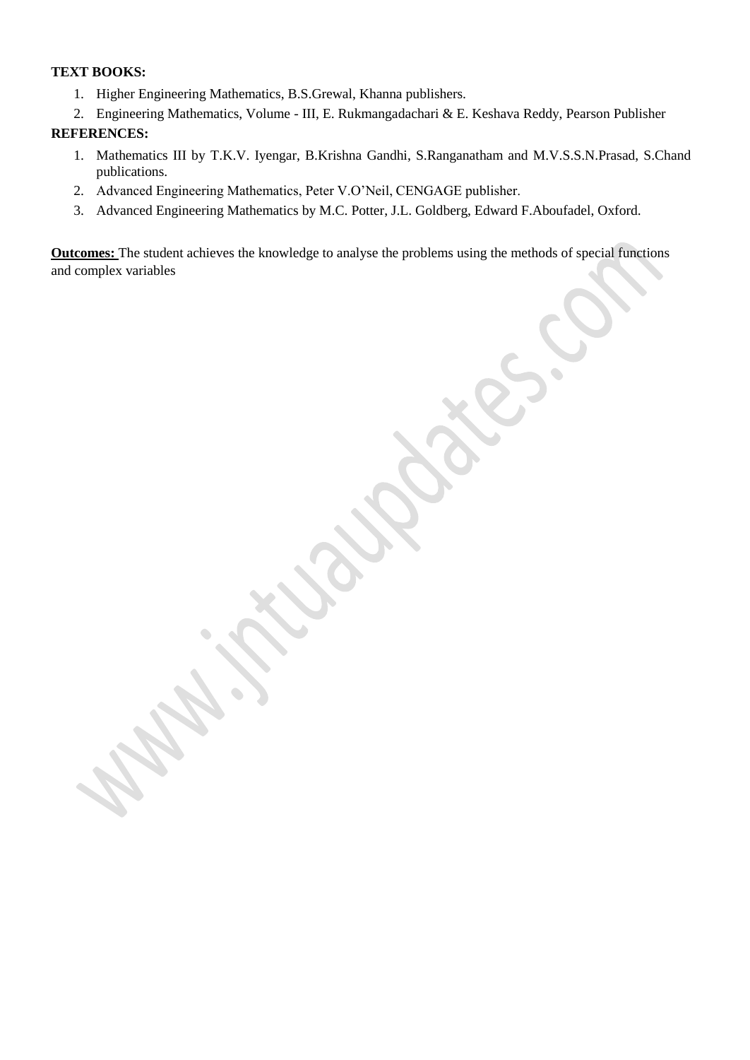**TEXT BOOKS:**

1. Higher Engineering Mathematics, B.S.Grewal, Khanna publishers.
2. Engineering Mathematics, Volume - III, E. Rukmangadachari & E. Keshava Reddy, Pearson Publisher

**REFERENCES:**

1. Mathematics III by T.K.V. Iyengar, B.Krishna Gandhi, S.Ranganatham and M.V.S.S.N.Prasad, S.Chand publications.
2. Advanced Engineering Mathematics, Peter V.O'Neil, CENGAGE publisher.
3. Advanced Engineering Mathematics by M.C. Potter, J.L. Goldberg, Edward F.Aboufadel, Oxford.

**Outcomes:** The student achieves the knowledge to analyse the problems using the methods of special functions and complex variables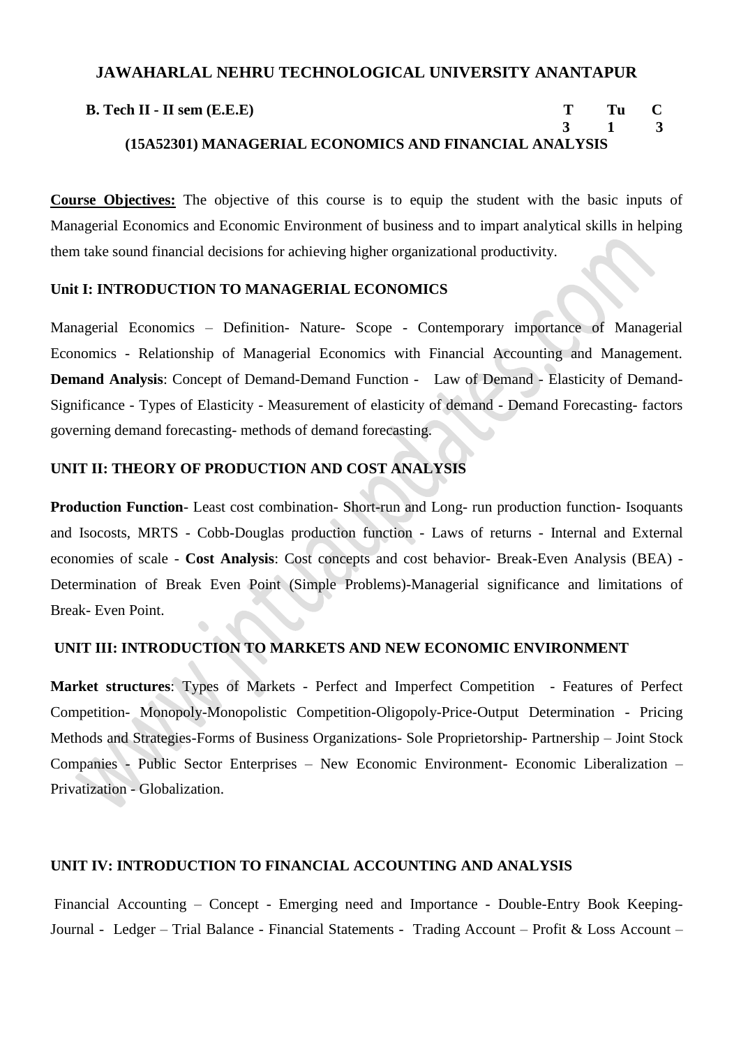# JAWAHARLAL NEHRU TECHNOLOGICAL UNIVERSITY ANANTAPUR

**B. Tech II - II sem (E.E.E)**

| T | Tu | C |
|---|---|---|
| 3 | 1 | 3 |

## (15A52301) MANAGERIAL ECONOMICS AND FINANCIAL ANALYSIS

**Course Objectives:** The objective of this course is to equip the student with the basic inputs of Managerial Economics and Economic Environment of business and to impart analytical skills in helping them take sound financial decisions for achieving higher organizational productivity.

### Unit I: INTRODUCTION TO MANAGERIAL ECONOMICS

Managerial Economics – Definition- Nature- Scope - Contemporary importance of Managerial Economics - Relationship of Managerial Economics with Financial Accounting and Management. **Demand Analysis**: Concept of Demand-Demand Function - Law of Demand - Elasticity of Demand-Significance - Types of Elasticity - Measurement of elasticity of demand - Demand Forecasting- factors governing demand forecasting- methods of demand forecasting.

### UNIT II: THEORY OF PRODUCTION AND COST ANALYSIS

**Production Function**- Least cost combination- Short-run and Long- run production function- Isoquants and Isocosts, MRTS - Cobb-Douglas production function - Laws of returns - Internal and External economies of scale - **Cost Analysis**: Cost concepts and cost behavior- Break-Even Analysis (BEA) - Determination of Break Even Point (Simple Problems)-Managerial significance and limitations of Break- Even Point.

### UNIT III: INTRODUCTION TO MARKETS AND NEW ECONOMIC ENVIRONMENT

**Market structures**: Types of Markets - Perfect and Imperfect Competition - Features of Perfect Competition- Monopoly-Monopolistic Competition-Oligopoly-Price-Output Determination - Pricing Methods and Strategies-Forms of Business Organizations- Sole Proprietorship- Partnership – Joint Stock Companies - Public Sector Enterprises – New Economic Environment- Economic Liberalization – Privatization - Globalization.

### UNIT IV: INTRODUCTION TO FINANCIAL ACCOUNTING AND ANALYSIS

Financial Accounting – Concept - Emerging need and Importance - Double-Entry Book Keeping-Journal - Ledger – Trial Balance - Financial Statements - Trading Account – Profit & Loss Account –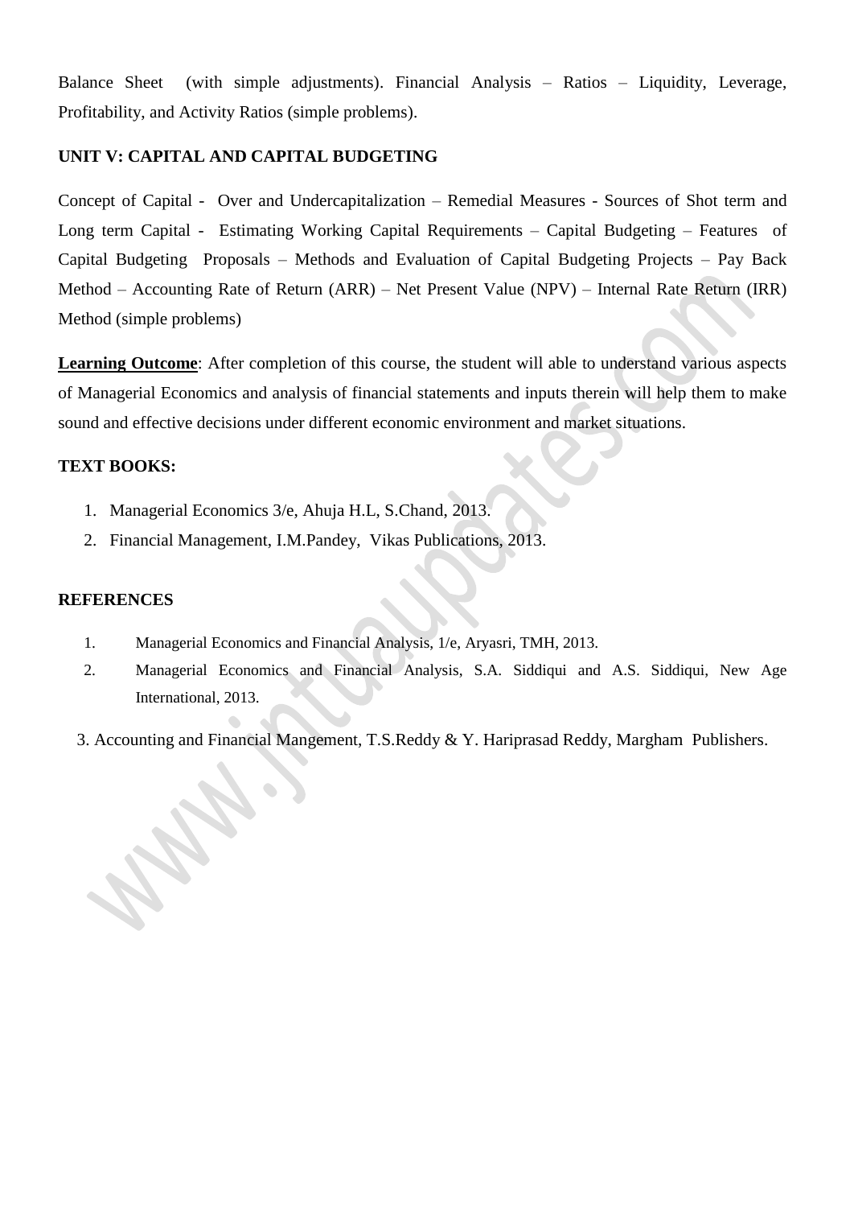Balance Sheet (with simple adjustments). Financial Analysis – Ratios – Liquidity, Leverage, Profitability, and Activity Ratios (simple problems).

**UNIT V: CAPITAL AND CAPITAL BUDGETING**

Concept of Capital - Over and Undercapitalization – Remedial Measures - Sources of Shot term and Long term Capital - Estimating Working Capital Requirements – Capital Budgeting – Features of Capital Budgeting Proposals – Methods and Evaluation of Capital Budgeting Projects – Pay Back Method – Accounting Rate of Return (ARR) – Net Present Value (NPV) – Internal Rate Return (IRR) Method (simple problems)

**Learning Outcome**: After completion of this course, the student will able to understand various aspects of Managerial Economics and analysis of financial statements and inputs therein will help them to make sound and effective decisions under different economic environment and market situations.

**TEXT BOOKS:**

1. Managerial Economics 3/e, Ahuja H.L, S.Chand, 2013.
2. Financial Management, I.M.Pandey, Vikas Publications, 2013.

**REFERENCES**

1. Managerial Economics and Financial Analysis, 1/e, Aryasri, TMH, 2013.
2. Managerial Economics and Financial Analysis, S.A. Siddiqui and A.S. Siddiqui, New Age International, 2013.
3. Accounting and Financial Mangement, T.S.Reddy & Y. Hariprasad Reddy, Margham Publishers.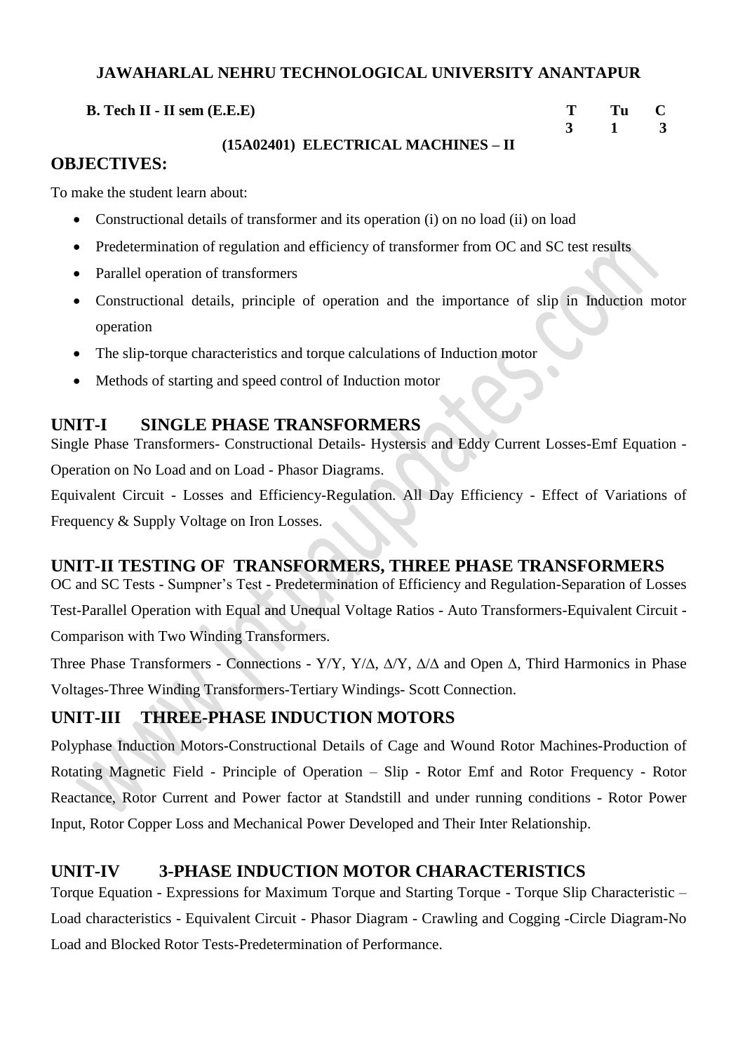**JAWAHARLAL NEHRU TECHNOLOGICAL UNIVERSITY ANANTAPUR**

**B. Tech II - II sem (E.E.E)**

| T | Tu | C |
|---|---|---|
| 3 | 1 | 3 |

**(15A02401) ELECTRICAL MACHINES – II**

## OBJECTIVES:

To make the student learn about:

- Constructional details of transformer and its operation (i) on no load (ii) on load
- Predetermination of regulation and efficiency of transformer from OC and SC test results
- Parallel operation of transformers
- Constructional details, principle of operation and the importance of slip in Induction motor operation
- The slip-torque characteristics and torque calculations of Induction motor
- Methods of starting and speed control of Induction motor

## UNIT-I SINGLE PHASE TRANSFORMERS

Single Phase Transformers- Constructional Details- Hystersis and Eddy Current Losses-Emf Equation - Operation on No Load and on Load - Phasor Diagrams.

Equivalent Circuit - Losses and Efficiency-Regulation. All Day Efficiency - Effect of Variations of Frequency & Supply Voltage on Iron Losses.

## UNIT-II TESTING OF TRANSFORMERS, THREE PHASE TRANSFORMERS

OC and SC Tests - Sumpner's Test - Predetermination of Efficiency and Regulation-Separation of Losses Test-Parallel Operation with Equal and Unequal Voltage Ratios - Auto Transformers-Equivalent Circuit - Comparison with Two Winding Transformers.

Three Phase Transformers - Connections - Y/Y, Y/Δ, Δ/Y, Δ/Δ and Open Δ, Third Harmonics in Phase Voltages-Three Winding Transformers-Tertiary Windings- Scott Connection.

## UNIT-III THREE-PHASE INDUCTION MOTORS

Polyphase Induction Motors-Constructional Details of Cage and Wound Rotor Machines-Production of Rotating Magnetic Field - Principle of Operation – Slip - Rotor Emf and Rotor Frequency - Rotor Reactance, Rotor Current and Power factor at Standstill and under running conditions - Rotor Power Input, Rotor Copper Loss and Mechanical Power Developed and Their Inter Relationship.

## UNIT-IV 3-PHASE INDUCTION MOTOR CHARACTERISTICS

Torque Equation - Expressions for Maximum Torque and Starting Torque - Torque Slip Characteristic – Load characteristics - Equivalent Circuit - Phasor Diagram - Crawling and Cogging -Circle Diagram-No Load and Blocked Rotor Tests-Predetermination of Performance.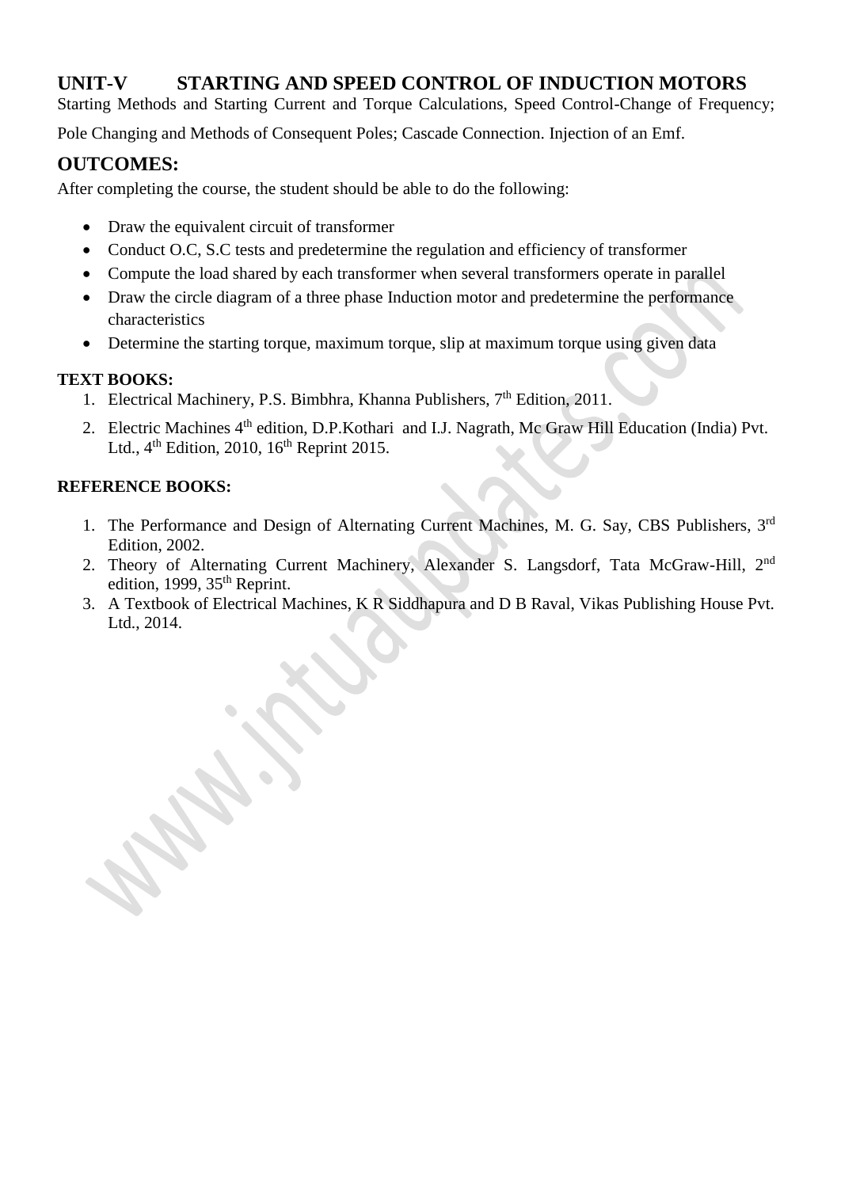## UNIT-V STARTING AND SPEED CONTROL OF INDUCTION MOTORS

Starting Methods and Starting Current and Torque Calculations, Speed Control-Change of Frequency; Pole Changing and Methods of Consequent Poles; Cascade Connection. Injection of an Emf.

## OUTCOMES:

After completing the course, the student should be able to do the following:

- Draw the equivalent circuit of transformer
- Conduct O.C, S.C tests and predetermine the regulation and efficiency of transformer
- Compute the load shared by each transformer when several transformers operate in parallel
- Draw the circle diagram of a three phase Induction motor and predetermine the performance characteristics
- Determine the starting torque, maximum torque, slip at maximum torque using given data

**TEXT BOOKS:**

1. Electrical Machinery, P.S. Bimbhra, Khanna Publishers, 7th Edition, 2011.
2. Electric Machines 4th edition, D.P.Kothari and I.J. Nagrath, Mc Graw Hill Education (India) Pvt. Ltd., 4th Edition, 2010, 16th Reprint 2015.

**REFERENCE BOOKS:**

1. The Performance and Design of Alternating Current Machines, M. G. Say, CBS Publishers, 3rd Edition, 2002.
2. Theory of Alternating Current Machinery, Alexander S. Langsdorf, Tata McGraw-Hill, 2nd edition, 1999, 35th Reprint.
3. A Textbook of Electrical Machines, K R Siddhapura and D B Raval, Vikas Publishing House Pvt. Ltd., 2014.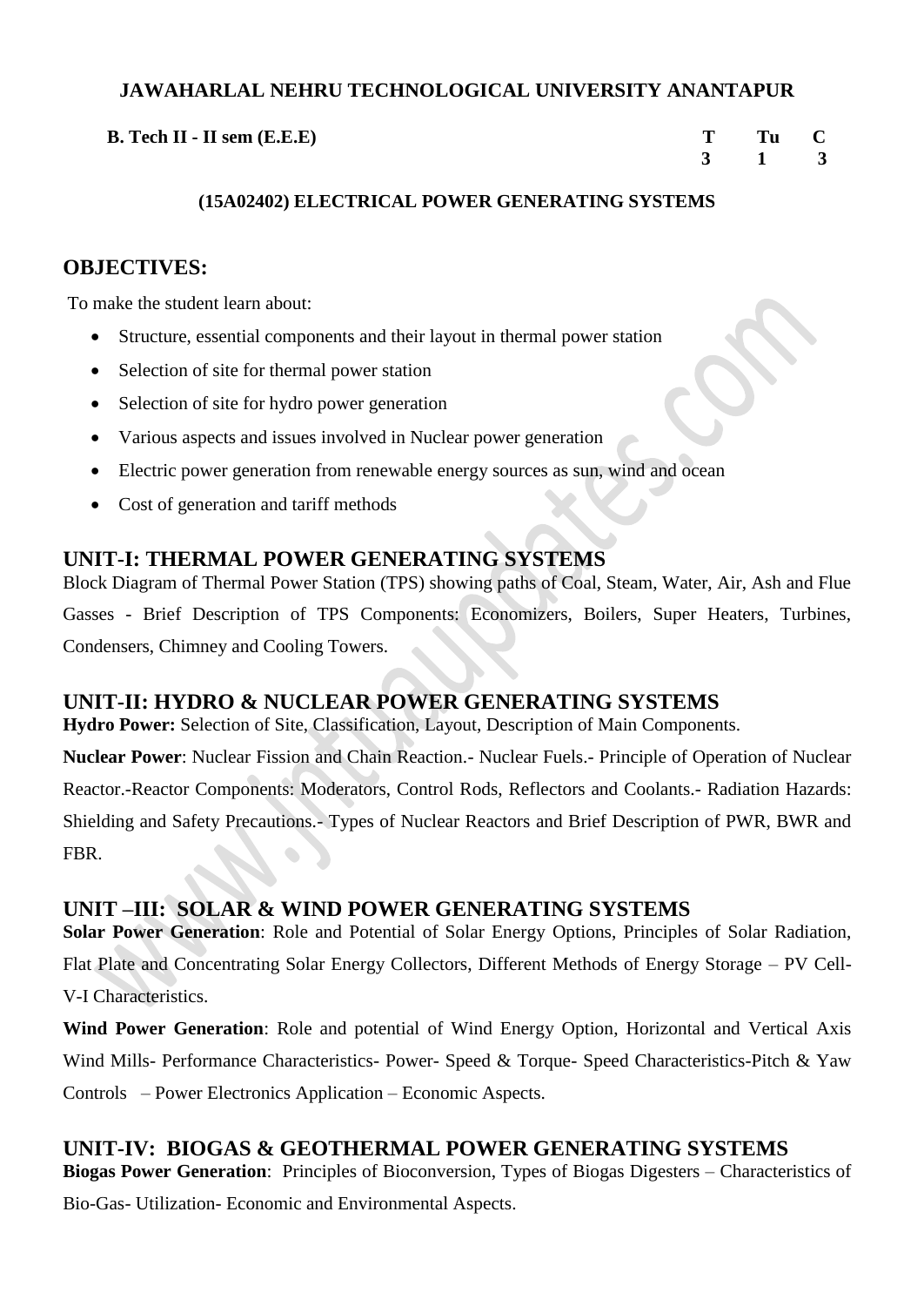**JAWAHARLAL NEHRU TECHNOLOGICAL UNIVERSITY ANANTAPUR**

**B. Tech II - II sem (E.E.E)**

| T | Tu | C |
|---|---|---|
| 3 | 1 | 3 |

**(15A02402) ELECTRICAL POWER GENERATING SYSTEMS**

## OBJECTIVES:

To make the student learn about:

- Structure, essential components and their layout in thermal power station
- Selection of site for thermal power station
- Selection of site for hydro power generation
- Various aspects and issues involved in Nuclear power generation
- Electric power generation from renewable energy sources as sun, wind and ocean
- Cost of generation and tariff methods

## UNIT-I: THERMAL POWER GENERATING SYSTEMS

Block Diagram of Thermal Power Station (TPS) showing paths of Coal, Steam, Water, Air, Ash and Flue Gasses - Brief Description of TPS Components: Economizers, Boilers, Super Heaters, Turbines, Condensers, Chimney and Cooling Towers.

## UNIT-II: HYDRO & NUCLEAR POWER GENERATING SYSTEMS

**Hydro Power:** Selection of Site, Classification, Layout, Description of Main Components.

**Nuclear Power**: Nuclear Fission and Chain Reaction.- Nuclear Fuels.- Principle of Operation of Nuclear Reactor.-Reactor Components: Moderators, Control Rods, Reflectors and Coolants.- Radiation Hazards: Shielding and Safety Precautions.- Types of Nuclear Reactors and Brief Description of PWR, BWR and FBR.

## UNIT –III: SOLAR & WIND POWER GENERATING SYSTEMS

**Solar Power Generation**: Role and Potential of Solar Energy Options, Principles of Solar Radiation, Flat Plate and Concentrating Solar Energy Collectors, Different Methods of Energy Storage – PV Cell-V-I Characteristics.

**Wind Power Generation**: Role and potential of Wind Energy Option, Horizontal and Vertical Axis Wind Mills- Performance Characteristics- Power- Speed & Torque- Speed Characteristics-Pitch & Yaw Controls – Power Electronics Application – Economic Aspects.

## UNIT-IV: BIOGAS & GEOTHERMAL POWER GENERATING SYSTEMS

**Biogas Power Generation**: Principles of Bioconversion, Types of Biogas Digesters – Characteristics of Bio-Gas- Utilization- Economic and Environmental Aspects.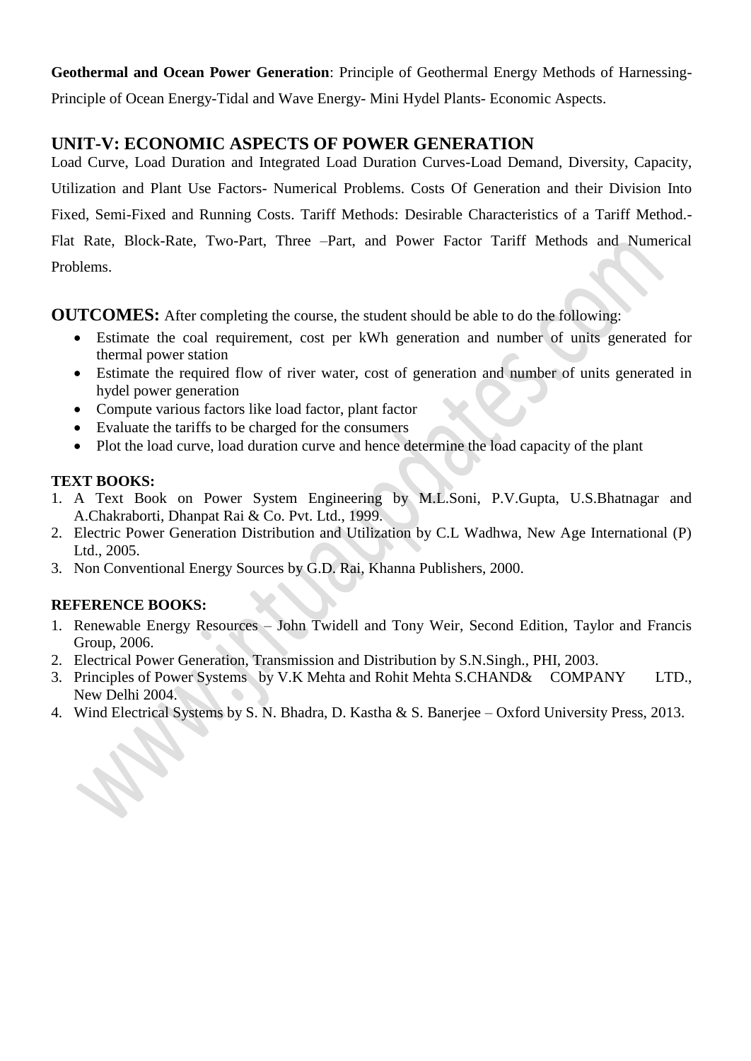**Geothermal and Ocean Power Generation**: Principle of Geothermal Energy Methods of Harnessing- Principle of Ocean Energy-Tidal and Wave Energy- Mini Hydel Plants- Economic Aspects.

## UNIT-V: ECONOMIC ASPECTS OF POWER GENERATION

Load Curve, Load Duration and Integrated Load Duration Curves-Load Demand, Diversity, Capacity, Utilization and Plant Use Factors- Numerical Problems. Costs Of Generation and their Division Into Fixed, Semi-Fixed and Running Costs. Tariff Methods: Desirable Characteristics of a Tariff Method.- Flat Rate, Block-Rate, Two-Part, Three –Part, and Power Factor Tariff Methods and Numerical Problems.

**OUTCOMES:** After completing the course, the student should be able to do the following:

- Estimate the coal requirement, cost per kWh generation and number of units generated for thermal power station
- Estimate the required flow of river water, cost of generation and number of units generated in hydel power generation
- Compute various factors like load factor, plant factor
- Evaluate the tariffs to be charged for the consumers
- Plot the load curve, load duration curve and hence determine the load capacity of the plant

**TEXT BOOKS:**

1. A Text Book on Power System Engineering by M.L.Soni, P.V.Gupta, U.S.Bhatnagar and A.Chakraborti, Dhanpat Rai & Co. Pvt. Ltd., 1999.
2. Electric Power Generation Distribution and Utilization by C.L Wadhwa, New Age International (P) Ltd., 2005.
3. Non Conventional Energy Sources by G.D. Rai, Khanna Publishers, 2000.

**REFERENCE BOOKS:**

1. Renewable Energy Resources – John Twidell and Tony Weir, Second Edition, Taylor and Francis Group, 2006.
2. Electrical Power Generation, Transmission and Distribution by S.N.Singh., PHI, 2003.
3. Principles of Power Systems by V.K Mehta and Rohit Mehta S.CHAND& COMPANY LTD., New Delhi 2004.
4. Wind Electrical Systems by S. N. Bhadra, D. Kastha & S. Banerjee – Oxford University Press, 2013.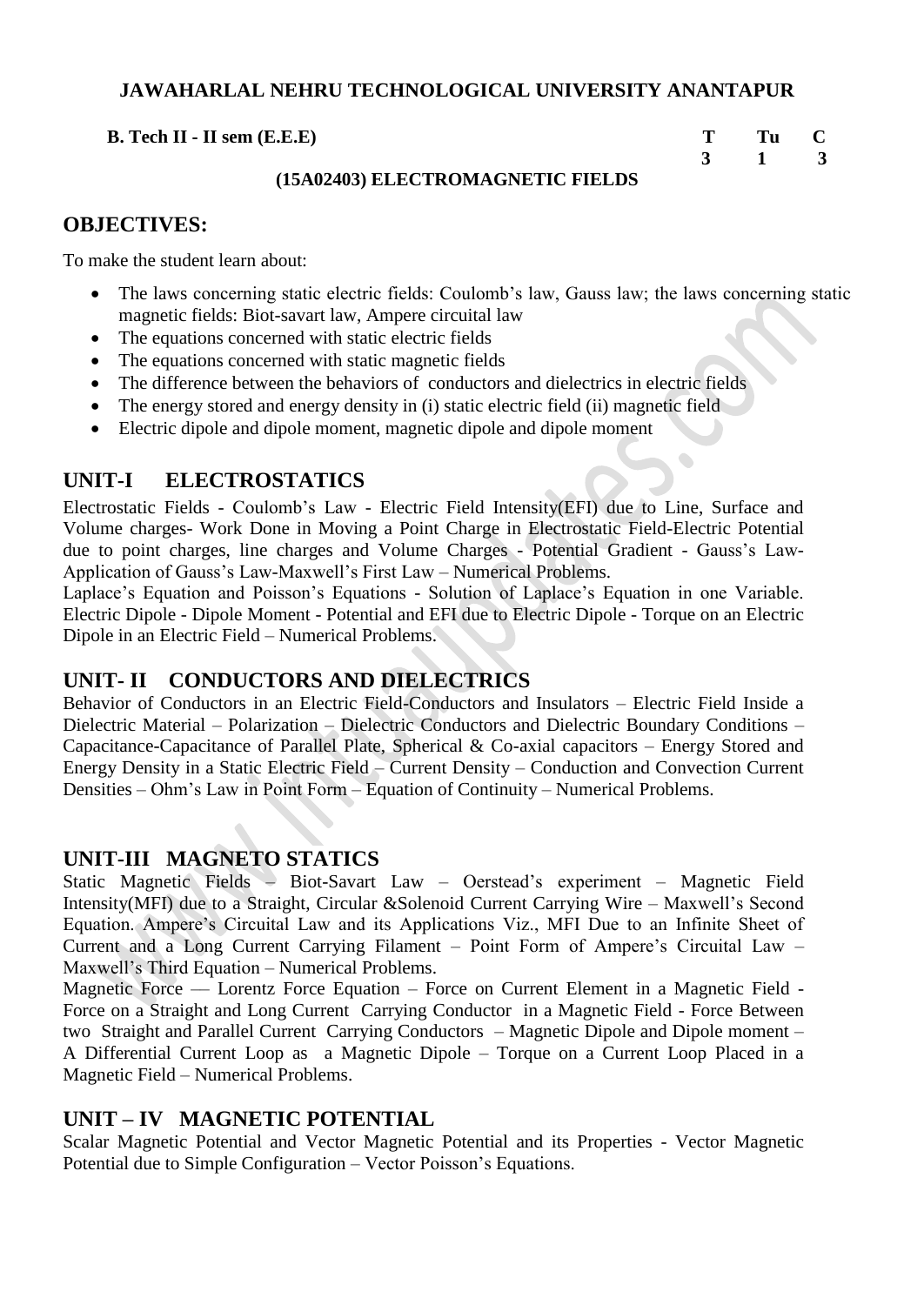**JAWAHARLAL NEHRU TECHNOLOGICAL UNIVERSITY ANANTAPUR**

| B. Tech II - II sem (E.E.E) | T | Tu | C |
|---|---|---|---|
| | 3 | 1 | 3 |

**(15A02403) ELECTROMAGNETIC FIELDS**

## OBJECTIVES:

To make the student learn about:

- The laws concerning static electric fields: Coulomb's law, Gauss law; the laws concerning static magnetic fields: Biot-savart law, Ampere circuital law
- The equations concerned with static electric fields
- The equations concerned with static magnetic fields
- The difference between the behaviors of conductors and dielectrics in electric fields
- The energy stored and energy density in (i) static electric field (ii) magnetic field
- Electric dipole and dipole moment, magnetic dipole and dipole moment

## UNIT-I ELECTROSTATICS

Electrostatic Fields - Coulomb's Law - Electric Field Intensity(EFI) due to Line, Surface and Volume charges- Work Done in Moving a Point Charge in Electrostatic Field-Electric Potential due to point charges, line charges and Volume Charges - Potential Gradient - Gauss's Law-Application of Gauss's Law-Maxwell's First Law – Numerical Problems.

Laplace's Equation and Poisson's Equations - Solution of Laplace's Equation in one Variable. Electric Dipole - Dipole Moment - Potential and EFI due to Electric Dipole - Torque on an Electric Dipole in an Electric Field – Numerical Problems.

## UNIT- II CONDUCTORS AND DIELECTRICS

Behavior of Conductors in an Electric Field-Conductors and Insulators – Electric Field Inside a Dielectric Material – Polarization – Dielectric Conductors and Dielectric Boundary Conditions – Capacitance-Capacitance of Parallel Plate, Spherical & Co-axial capacitors – Energy Stored and Energy Density in a Static Electric Field – Current Density – Conduction and Convection Current Densities – Ohm's Law in Point Form – Equation of Continuity – Numerical Problems.

## UNIT-III MAGNETO STATICS

Static Magnetic Fields – Biot-Savart Law – Oerstead's experiment – Magnetic Field Intensity(MFI) due to a Straight, Circular &Solenoid Current Carrying Wire – Maxwell's Second Equation. Ampere's Circuital Law and its Applications Viz., MFI Due to an Infinite Sheet of Current and a Long Current Carrying Filament – Point Form of Ampere's Circuital Law – Maxwell's Third Equation – Numerical Problems.

Magnetic Force –– Lorentz Force Equation – Force on Current Element in a Magnetic Field - Force on a Straight and Long Current Carrying Conductor in a Magnetic Field - Force Between two Straight and Parallel Current Carrying Conductors – Magnetic Dipole and Dipole moment – A Differential Current Loop as a Magnetic Dipole – Torque on a Current Loop Placed in a Magnetic Field – Numerical Problems.

## UNIT – IV MAGNETIC POTENTIAL

Scalar Magnetic Potential and Vector Magnetic Potential and its Properties - Vector Magnetic Potential due to Simple Configuration – Vector Poisson's Equations.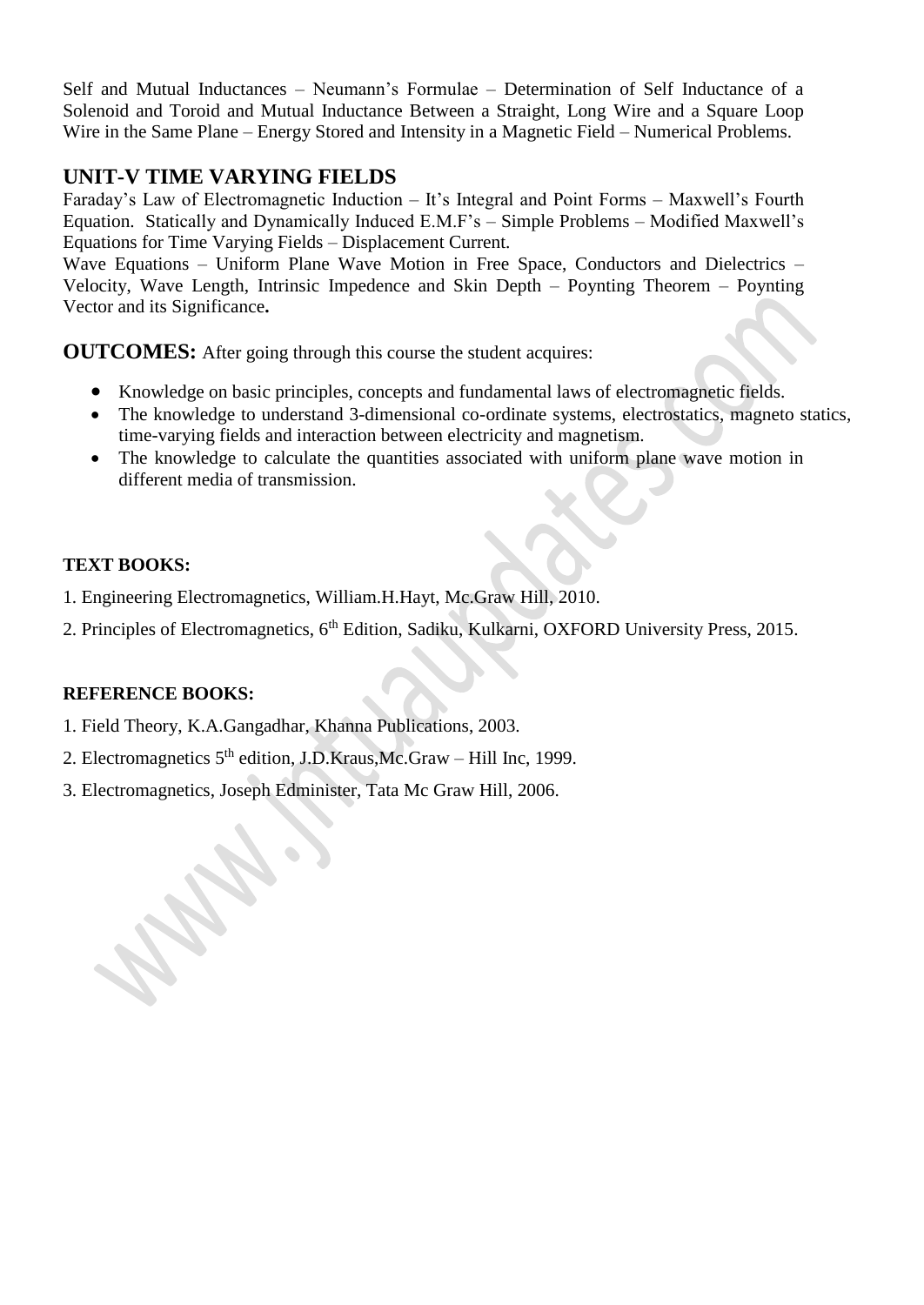Self and Mutual Inductances – Neumann's Formulae – Determination of Self Inductance of a Solenoid and Toroid and Mutual Inductance Between a Straight, Long Wire and a Square Loop Wire in the Same Plane – Energy Stored and Intensity in a Magnetic Field – Numerical Problems.

## UNIT-V TIME VARYING FIELDS

Faraday's Law of Electromagnetic Induction – It's Integral and Point Forms – Maxwell's Fourth Equation. Statically and Dynamically Induced E.M.F's – Simple Problems – Modified Maxwell's Equations for Time Varying Fields – Displacement Current.

Wave Equations – Uniform Plane Wave Motion in Free Space, Conductors and Dielectrics – Velocity, Wave Length, Intrinsic Impedence and Skin Depth – Poynting Theorem – Poynting Vector and its Significance**.**

**OUTCOMES:** After going through this course the student acquires:

- Knowledge on basic principles, concepts and fundamental laws of electromagnetic fields.
- The knowledge to understand 3-dimensional co-ordinate systems, electrostatics, magneto statics, time-varying fields and interaction between electricity and magnetism.
- The knowledge to calculate the quantities associated with uniform plane wave motion in different media of transmission.

**TEXT BOOKS:**

1. Engineering Electromagnetics, William.H.Hayt, Mc.Graw Hill, 2010.
2. Principles of Electromagnetics, 6th Edition, Sadiku, Kulkarni, OXFORD University Press, 2015.

**REFERENCE BOOKS:**

1. Field Theory, K.A.Gangadhar, Khanna Publications, 2003.
2. Electromagnetics 5th edition, J.D.Kraus,Mc.Graw – Hill Inc, 1999.
3. Electromagnetics, Joseph Edminister, Tata Mc Graw Hill, 2006.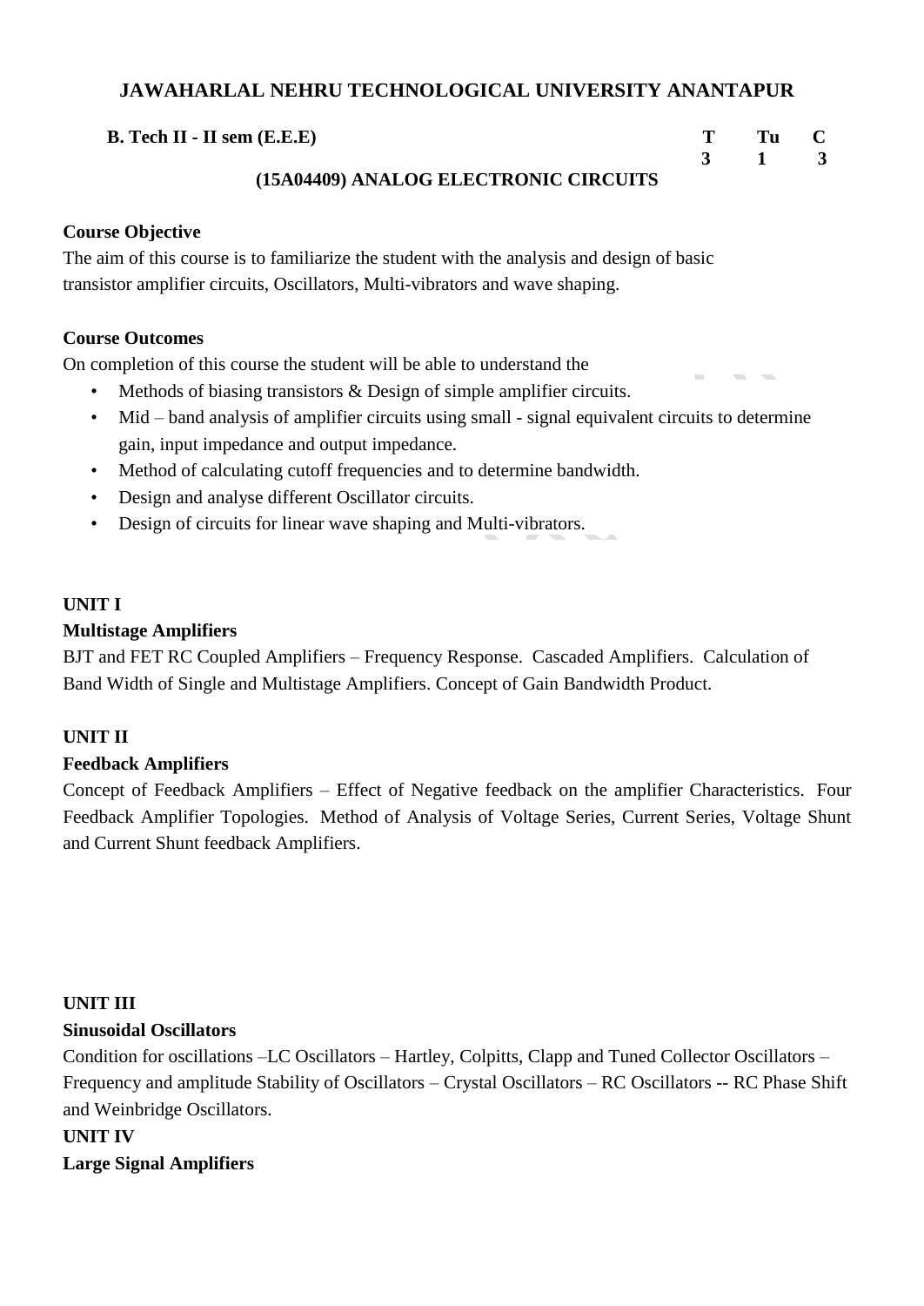# JAWAHARLAL NEHRU TECHNOLOGICAL UNIVERSITY ANANTAPUR

| B. Tech II - II sem (E.E.E) | T | Tu | C |
|---|---|---|---|
| | 3 | 1 | 3 |

## (15A04409) ANALOG ELECTRONIC CIRCUITS

**Course Objective**

The aim of this course is to familiarize the student with the analysis and design of basic transistor amplifier circuits, Oscillators, Multi-vibrators and wave shaping.

**Course Outcomes**

On completion of this course the student will be able to understand the

- Methods of biasing transistors & Design of simple amplifier circuits.
- Mid – band analysis of amplifier circuits using small - signal equivalent circuits to determine gain, input impedance and output impedance.
- Method of calculating cutoff frequencies and to determine bandwidth.
- Design and analyse different Oscillator circuits.
- Design of circuits for linear wave shaping and Multi-vibrators.

**UNIT I**

**Multistage Amplifiers**

BJT and FET RC Coupled Amplifiers – Frequency Response. Cascaded Amplifiers. Calculation of Band Width of Single and Multistage Amplifiers. Concept of Gain Bandwidth Product.

**UNIT II**

**Feedback Amplifiers**

Concept of Feedback Amplifiers – Effect of Negative feedback on the amplifier Characteristics. Four Feedback Amplifier Topologies. Method of Analysis of Voltage Series, Current Series, Voltage Shunt and Current Shunt feedback Amplifiers.

**UNIT III**

**Sinusoidal Oscillators**

Condition for oscillations –LC Oscillators – Hartley, Colpitts, Clapp and Tuned Collector Oscillators – Frequency and amplitude Stability of Oscillators – Crystal Oscillators – RC Oscillators -- RC Phase Shift and Weinbridge Oscillators.

**UNIT IV**

**Large Signal Amplifiers**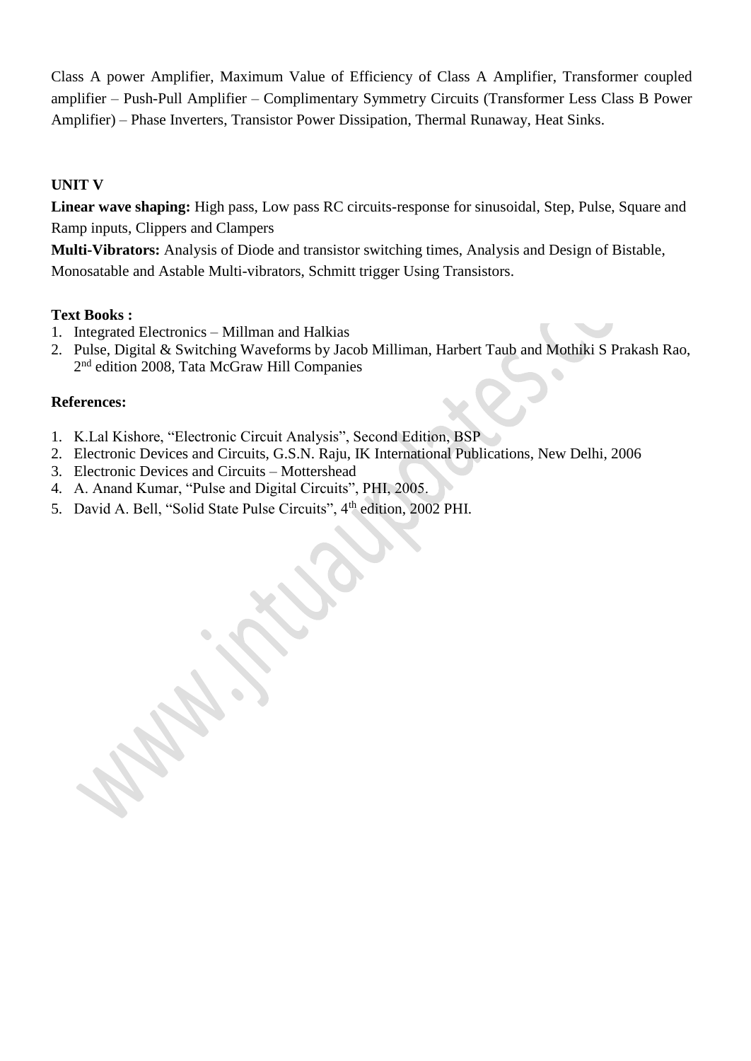Class A power Amplifier, Maximum Value of Efficiency of Class A Amplifier, Transformer coupled amplifier – Push-Pull Amplifier – Complimentary Symmetry Circuits (Transformer Less Class B Power Amplifier) – Phase Inverters, Transistor Power Dissipation, Thermal Runaway, Heat Sinks.

**UNIT V**

**Linear wave shaping:** High pass, Low pass RC circuits-response for sinusoidal, Step, Pulse, Square and Ramp inputs, Clippers and Clampers

**Multi-Vibrators:** Analysis of Diode and transistor switching times, Analysis and Design of Bistable, Monosatable and Astable Multi-vibrators, Schmitt trigger Using Transistors.

**Text Books :**

1. Integrated Electronics – Millman and Halkias
2. Pulse, Digital & Switching Waveforms by Jacob Milliman, Harbert Taub and Mothiki S Prakash Rao, 2nd edition 2008, Tata McGraw Hill Companies

**References:**

1. K.Lal Kishore, “Electronic Circuit Analysis”, Second Edition, BSP
2. Electronic Devices and Circuits, G.S.N. Raju, IK International Publications, New Delhi, 2006
3. Electronic Devices and Circuits – Mottershead
4. A. Anand Kumar, “Pulse and Digital Circuits”, PHI, 2005.
5. David A. Bell, “Solid State Pulse Circuits”, 4th edition, 2002 PHI.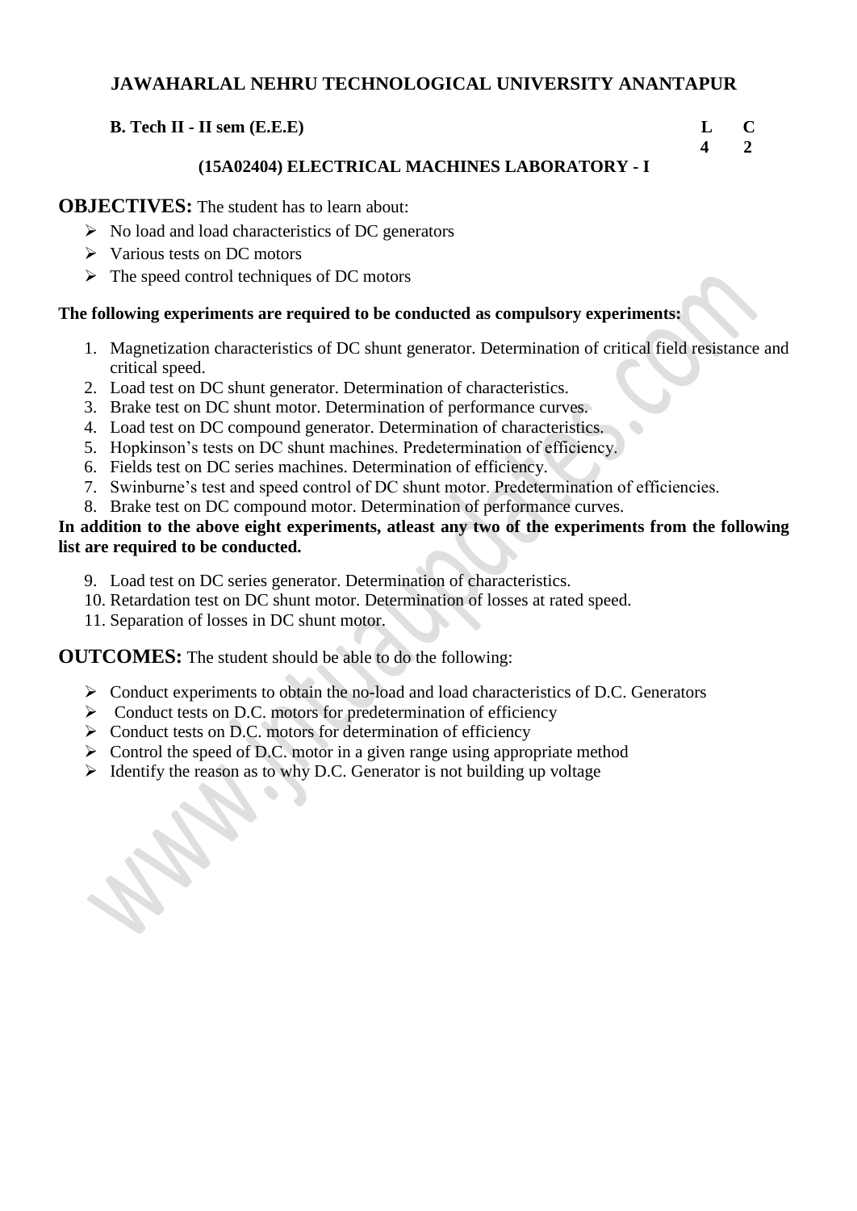# JAWAHARLAL NEHRU TECHNOLOGICAL UNIVERSITY ANANTAPUR

**B. Tech II - II sem (E.E.E)** 

| L | C |
|---|---|
| 4 | 2 |

## (15A02404) ELECTRICAL MACHINES LABORATORY - I

**OBJECTIVES:** The student has to learn about:

- No load and load characteristics of DC generators
- Various tests on DC motors
- The speed control techniques of DC motors

**The following experiments are required to be conducted as compulsory experiments:**

1. Magnetization characteristics of DC shunt generator. Determination of critical field resistance and critical speed.
2. Load test on DC shunt generator. Determination of characteristics.
3. Brake test on DC shunt motor. Determination of performance curves.
4. Load test on DC compound generator. Determination of characteristics.
5. Hopkinson's tests on DC shunt machines. Predetermination of efficiency.
6. Fields test on DC series machines. Determination of efficiency.
7. Swinburne's test and speed control of DC shunt motor. Predetermination of efficiencies.
8. Brake test on DC compound motor. Determination of performance curves.

**In addition to the above eight experiments, atleast any two of the experiments from the following list are required to be conducted.**

9. Load test on DC series generator. Determination of characteristics.
10. Retardation test on DC shunt motor. Determination of losses at rated speed.
11. Separation of losses in DC shunt motor.

**OUTCOMES:** The student should be able to do the following:

- Conduct experiments to obtain the no-load and load characteristics of D.C. Generators
- Conduct tests on D.C. motors for predetermination of efficiency
- Conduct tests on D.C. motors for determination of efficiency
- Control the speed of D.C. motor in a given range using appropriate method
- Identify the reason as to why D.C. Generator is not building up voltage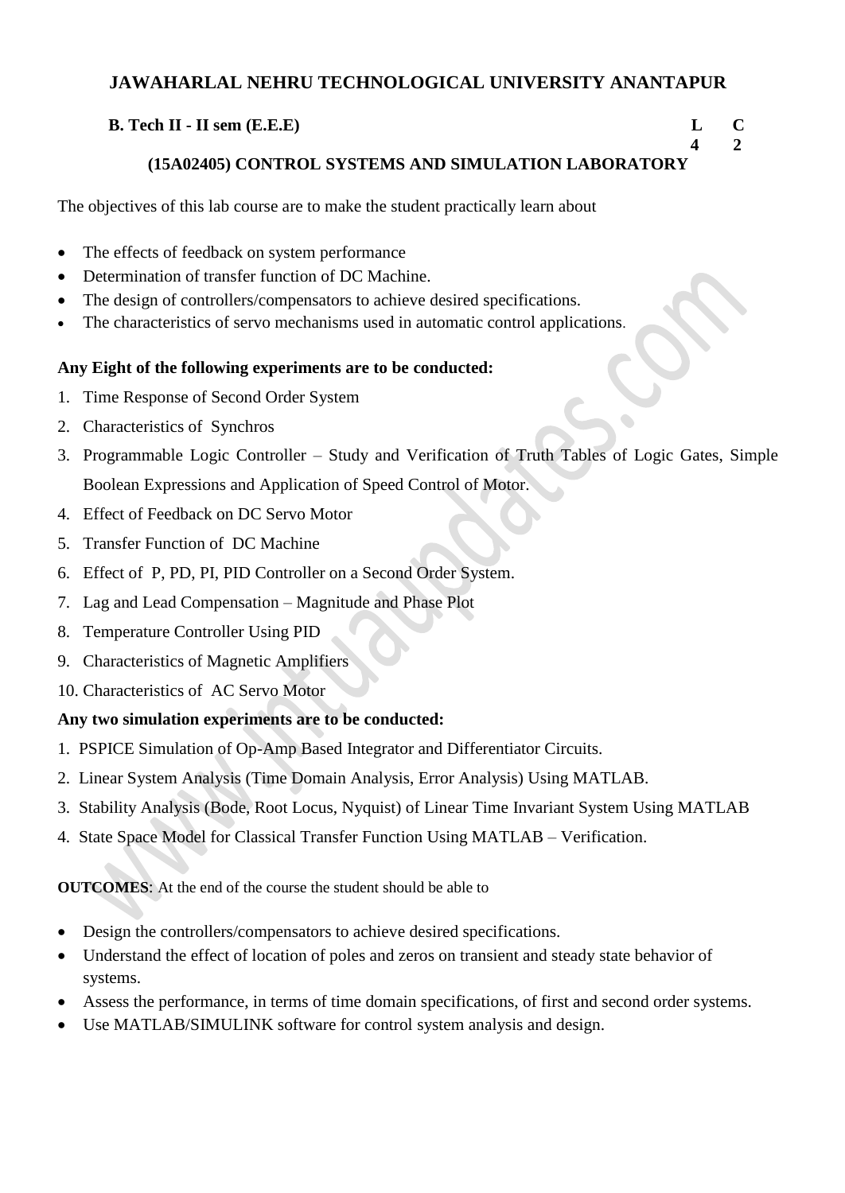# JAWAHARLAL NEHRU TECHNOLOGICAL UNIVERSITY ANANTAPUR

**B. Tech II - II sem (E.E.E)**

| L | C |
|---|---|
| 4 | 2 |

## (15A02405) CONTROL SYSTEMS AND SIMULATION LABORATORY

The objectives of this lab course are to make the student practically learn about

- The effects of feedback on system performance
- Determination of transfer function of DC Machine.
- The design of controllers/compensators to achieve desired specifications.
- The characteristics of servo mechanisms used in automatic control applications.

**Any Eight of the following experiments are to be conducted:**

1. Time Response of Second Order System
2. Characteristics of Synchros
3. Programmable Logic Controller – Study and Verification of Truth Tables of Logic Gates, Simple Boolean Expressions and Application of Speed Control of Motor.
4. Effect of Feedback on DC Servo Motor
5. Transfer Function of DC Machine
6. Effect of P, PD, PI, PID Controller on a Second Order System.
7. Lag and Lead Compensation – Magnitude and Phase Plot
8. Temperature Controller Using PID
9. Characteristics of Magnetic Amplifiers
10. Characteristics of AC Servo Motor

**Any two simulation experiments are to be conducted:**

1. PSPICE Simulation of Op-Amp Based Integrator and Differentiator Circuits.
2. Linear System Analysis (Time Domain Analysis, Error Analysis) Using MATLAB.
3. Stability Analysis (Bode, Root Locus, Nyquist) of Linear Time Invariant System Using MATLAB
4. State Space Model for Classical Transfer Function Using MATLAB – Verification.

**OUTCOMES**: At the end of the course the student should be able to

- Design the controllers/compensators to achieve desired specifications.
- Understand the effect of location of poles and zeros on transient and steady state behavior of systems.
- Assess the performance, in terms of time domain specifications, of first and second order systems.
- Use MATLAB/SIMULINK software for control system analysis and design.